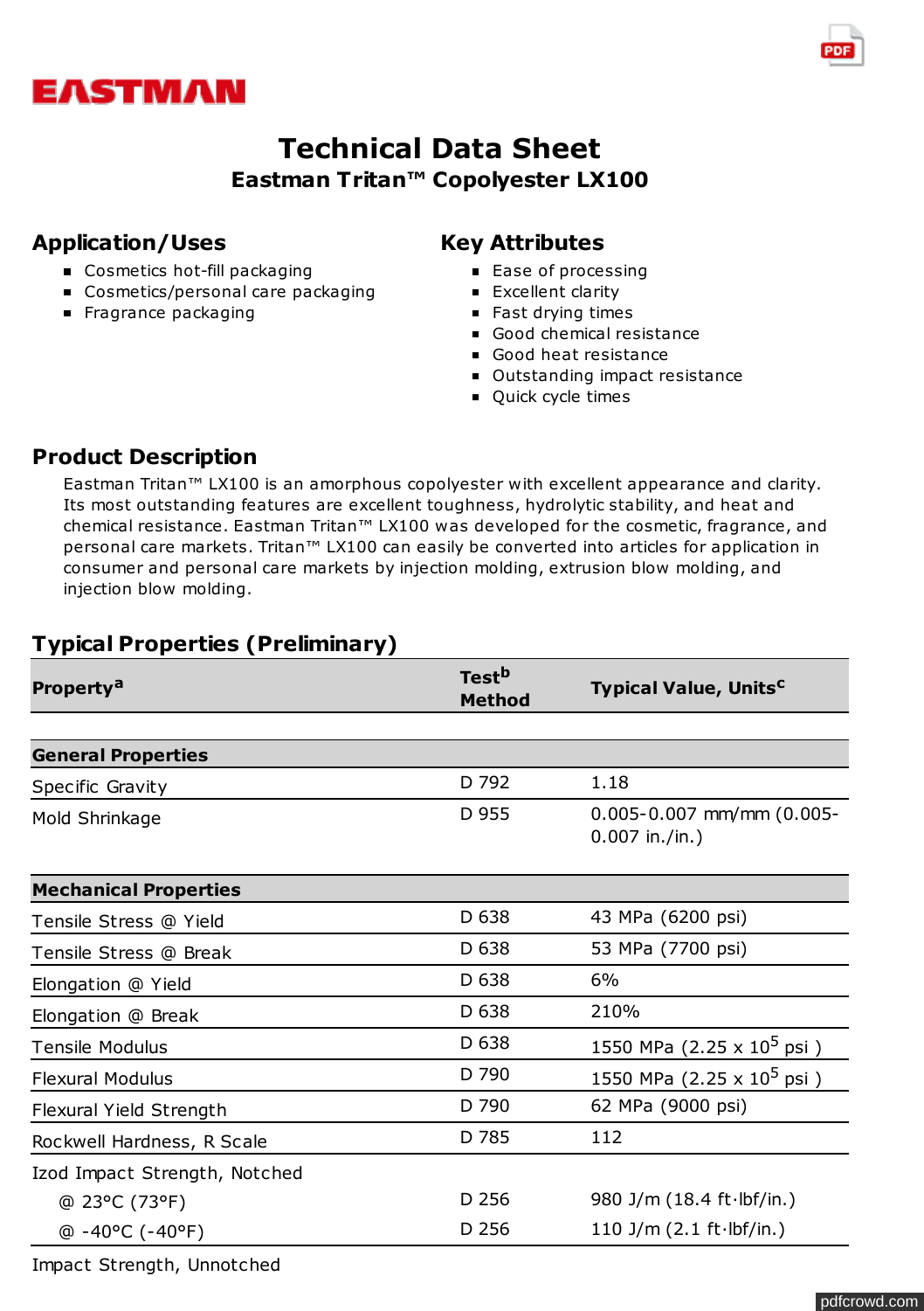EASTMAN

# Technical Data Sheet

## Eastman Tritan™ Copolyester LX100

### Application/Uses

- Cosmetics hot-fill packaging
- Cosmetics/personal care packaging
- Fragrance packaging

### Key Attributes

- Ease of processing
- Excellent clarity
- Fast drying times
- Good chemical resistance
- Good heat resistance
- Outstanding impact resistance
- Quick cycle times

### Product Description

Eastman Tritan™ LX100 is an amorphous copolyester with excellent appearance and clarity. Its most outstanding features are excellent toughness, hydrolytic stability, and heat and chemical resistance. Eastman Tritan™ LX100 was developed for the cosmetic, fragrance, and personal care markets. Tritan™ LX100 can easily be converted into articles for application in consumer and personal care markets by injection molding, extrusion blow molding, and injection blow molding.

### Typical Properties (Preliminary)

| Property[a] | Test[b] Method | Typical Value, Units[c] |
|---|---|---|
| **General Properties** | | |
| Specific Gravity | D 792 | 1.18 |
| Mold Shrinkage | D 955 | 0.005-0.007 mm/mm (0.005-0.007 in./in.) |
| **Mechanical Properties** | | |
| Tensile Stress @ Yield | D 638 | 43 MPa (6200 psi) |
| Tensile Stress @ Break | D 638 | 53 MPa (7700 psi) |
| Elongation @ Yield | D 638 | 6% |
| Elongation @ Break | D 638 | 210% |
| Tensile Modulus | D 638 | 1550 MPa (2.25 x $10^5$ psi ) |
| Flexural Modulus | D 790 | 1550 MPa (2.25 x $10^5$ psi ) |
| Flexural Yield Strength | D 790 | 62 MPa (9000 psi) |
| Rockwell Hardness, R Scale | D 785 | 112 |
| Izod Impact Strength, Notched | | |
| @ 23°C (73°F) | D 256 | 980 J/m (18.4 ft·lbf/in.) |
| @ -40°C (-40°F) | D 256 | 110 J/m (2.1 ft·lbf/in.) |
| Impact Strength, Unnotched | | |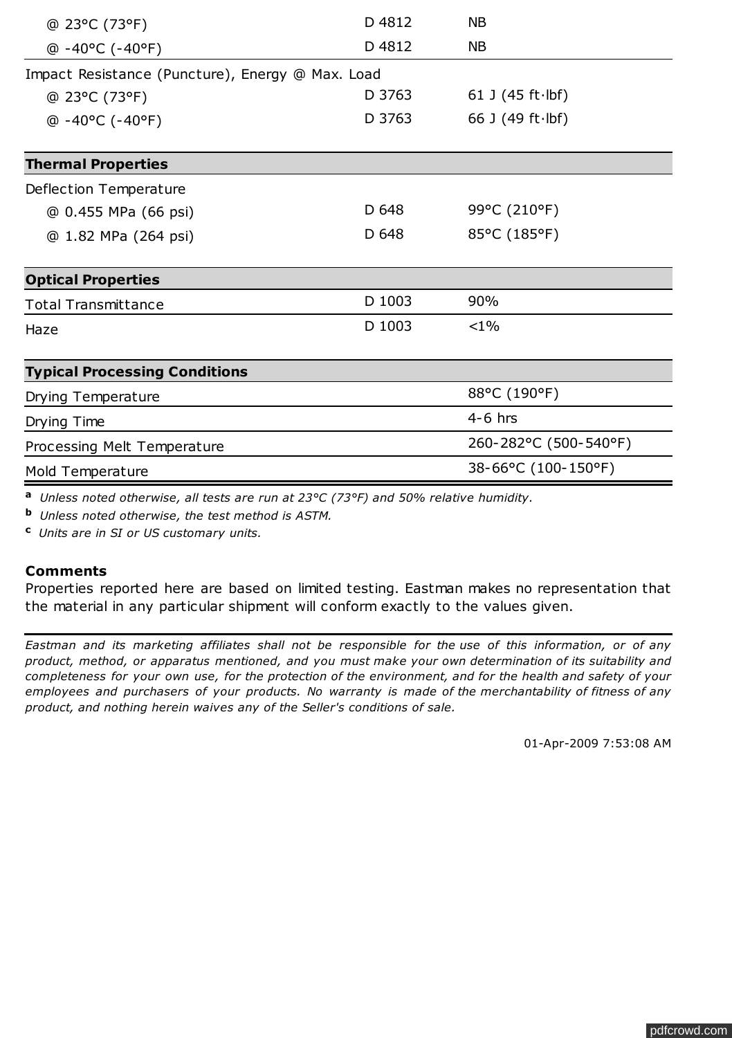| | | |
|---|---|---|
| @ 23°C (73°F) | D 4812 | NB |
| @ -40°C (-40°F) | D 4812 | NB |
| Impact Resistance (Puncture), Energy @ Max. Load | | |
| @ 23°C (73°F) | D 3763 | 61 J (45 ft·lbf) |
| @ -40°C (-40°F) | D 3763 | 66 J (49 ft·lbf) |
| **Thermal Properties** | | |
| Deflection Temperature | | |
| @ 0.455 MPa (66 psi) | D 648 | 99°C (210°F) |
| @ 1.82 MPa (264 psi) | D 648 | 85°C (185°F) |
| **Optical Properties** | | |
| Total Transmittance | D 1003 | 90% |
| Haze | D 1003 | <1% |
| **Typical Processing Conditions** | | |
| Drying Temperature | | 88°C (190°F) |
| Drying Time | | 4-6 hrs |
| Processing Melt Temperature | | 260-282°C (500-540°F) |
| Mold Temperature | | 38-66°C (100-150°F) |

[a] *Unless noted otherwise, all tests are run at 23°C (73°F) and 50% relative humidity.*

[b] *Unless noted otherwise, the test method is ASTM.*

[c] *Units are in SI or US customary units.*

**Comments**

Properties reported here are based on limited testing. Eastman makes no representation that the material in any particular shipment will conform exactly to the values given.

*Eastman and its marketing affiliates shall not be responsible for the use of this information, or of any product, method, or apparatus mentioned, and you must make your own determination of its suitability and completeness for your own use, for the protection of the environment, and for the health and safety of your employees and purchasers of your products. No warranty is made of the merchantability of fitness of any product, and nothing herein waives any of the Seller's conditions of sale.*

01-Apr-2009 7:53:08 AM